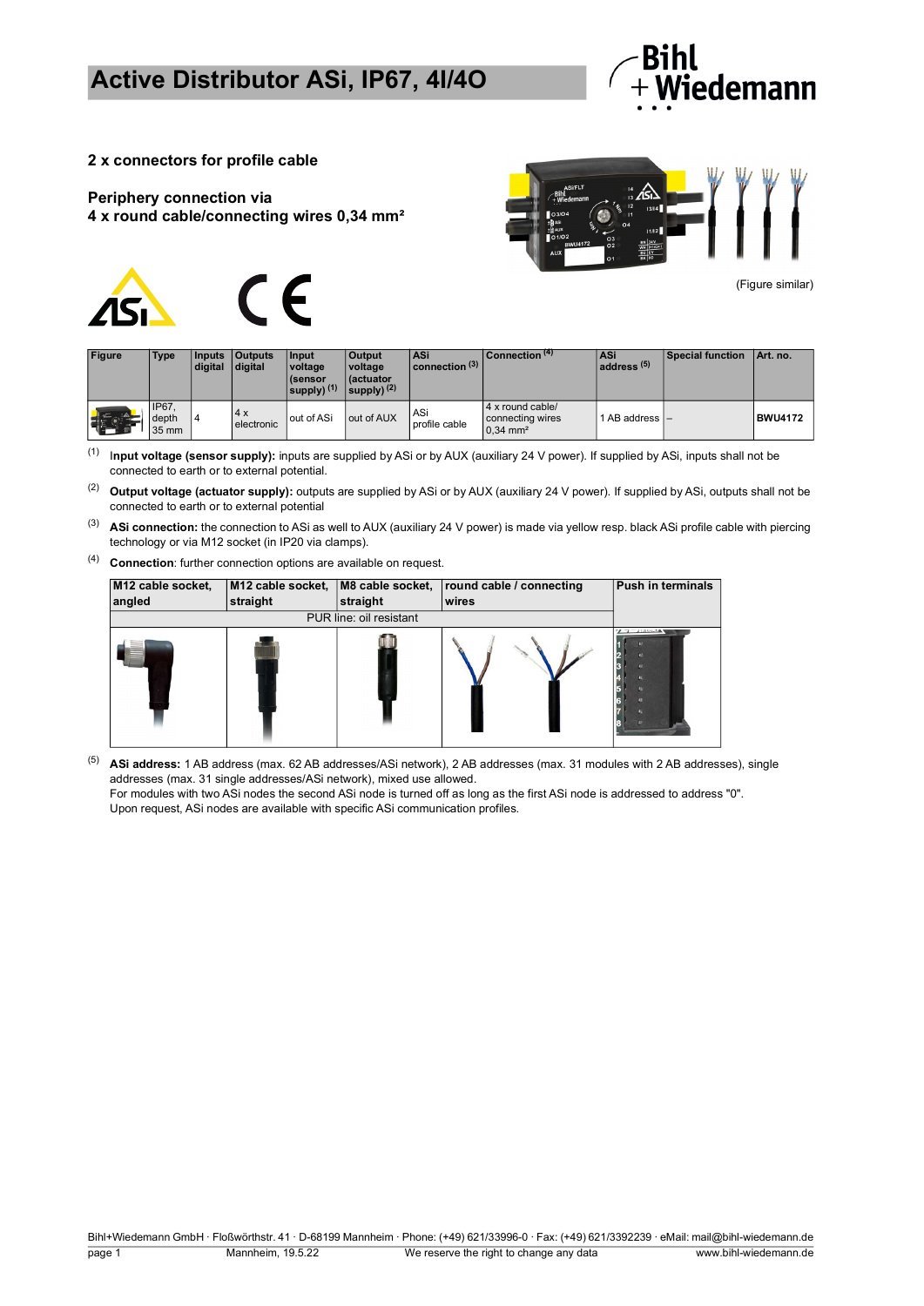# Active Distributor ASi, IP67, 4I/4O

**2 x connectors for profile cable**

**Periphery connection via**
**4 x round cable/connecting wires 0,34 mm²**

(Figure similar)

| Figure | Type | Inputs digital | Outputs digital | Input voltage (sensor supply) (1) | Output voltage (actuator supply) (2) | ASi connection (3) | Connection (4) | ASi address (5) | Special function | Art. no. |
|---|---|---|---|---|---|---|---|---|---|---|
| | IP67, depth 35 mm | 4 | 4 x electronic | out of ASi | out of AUX | ASi profile cable | 4 x round cable/ connecting wires 0,34 mm² | 1 AB address | – | **BWU4172** |

(1) **Input voltage (sensor supply):** inputs are supplied by ASi or by AUX (auxiliary 24 V power). If supplied by ASi, inputs shall not be connected to earth or to external potential.

(2) **Output voltage (actuator supply):** outputs are supplied by ASi or by AUX (auxiliary 24 V power). If supplied by ASi, outputs shall not be connected to earth or to external potential

(3) **ASi connection:** the connection to ASi as well to AUX (auxiliary 24 V power) is made via yellow resp. black ASi profile cable with piercing technology or via M12 socket (in IP20 via clamps).

(4) **Connection**: further connection options are available on request.

| M12 cable socket, angled | M12 cable socket, straight | M8 cable socket, straight | round cable / connecting wires | Push in terminals |
|---|---|---|---|---|
| PUR line: oil resistant | | | | |

(5) **ASi address:** 1 AB address (max. 62 AB addresses/ASi network), 2 AB addresses (max. 31 modules with 2 AB addresses), single addresses (max. 31 single addresses/ASi network), mixed use allowed.
For modules with two ASi nodes the second ASi node is turned off as long as the first ASi node is addressed to address "0".
Upon request, ASi nodes are available with specific ASi communication profiles.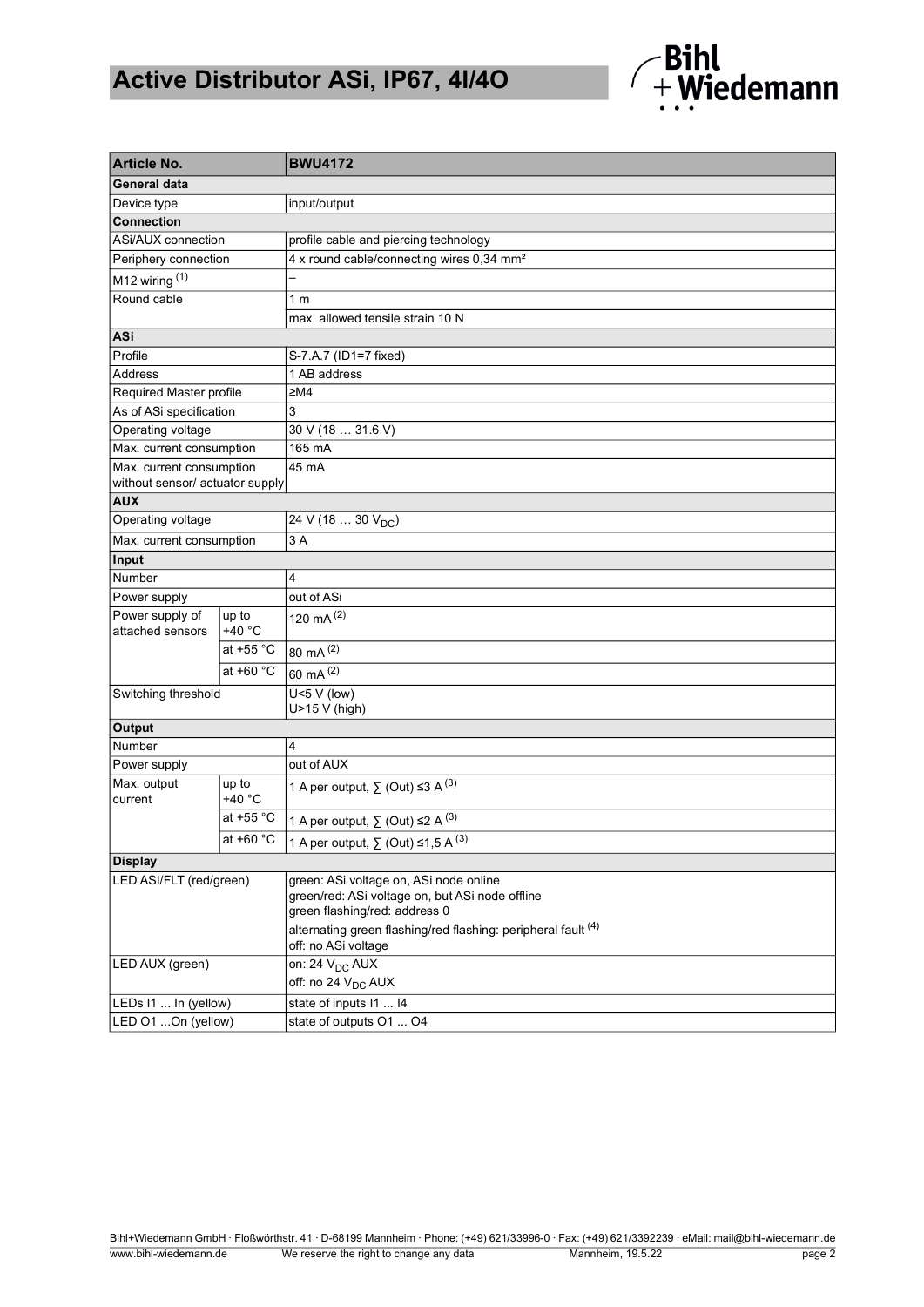# Active Distributor ASi, IP67, 4I/4O

| Article No. | | BWU4172 |
|---|---|---|
| **General data** | | |
| Device type | | input/output |
| **Connection** | | |
| ASi/AUX connection | | profile cable and piercing technology |
| Periphery connection | | 4 x round cable/connecting wires 0,34 mm² |
| M12 wiring [(1)] | | – |
| Round cable | | 1 m |
| | | max. allowed tensile strain 10 N |
| **ASi** | | |
| Profile | | S-7.A.7 (ID1=7 fixed) |
| Address | | 1 AB address |
| Required Master profile | | ≥M4 |
| As of ASi specification | | 3 |
| Operating voltage | | 30 V (18 … 31.6 V) |
| Max. current consumption | | 165 mA |
| Max. current consumption without sensor/ actuator supply | | 45 mA |
| **AUX** | | |
| Operating voltage | | 24 V (18 … 30 $V_{DC}$) |
| Max. current consumption | | 3 A |
| **Input** | | |
| Number | | 4 |
| Power supply | | out of ASi |
| Power supply of attached sensors | up to +40 °C | 120 mA [(2)] |
| | at +55 °C | 80 mA [(2)] |
| | at +60 °C | 60 mA [(2)] |
| Switching threshold | | U<5 V (low)<br>U>15 V (high) |
| **Output** | | |
| Number | | 4 |
| Power supply | | out of AUX |
| Max. output current | up to +40 °C | 1 A per output, ∑ (Out) ≤3 A [(3)] |
| | at +55 °C | 1 A per output, ∑ (Out) ≤2 A [(3)] |
| | at +60 °C | 1 A per output, ∑ (Out) ≤1,5 A [(3)] |
| **Display** | | |
| LED ASI/FLT (red/green) | | green: ASi voltage on, ASi node online<br>green/red: ASi voltage on, but ASi node offline<br>green flashing/red: address 0<br>alternating green flashing/red flashing: peripheral fault [(4)]<br>off: no ASi voltage |
| LED AUX (green) | | on: 24 $V_{DC}$ AUX<br>off: no 24 $V_{DC}$ AUX |
| LEDs I1 ... In (yellow) | | state of inputs I1 ... I4 |
| LED O1 ...On (yellow) | | state of outputs O1 ... O4 |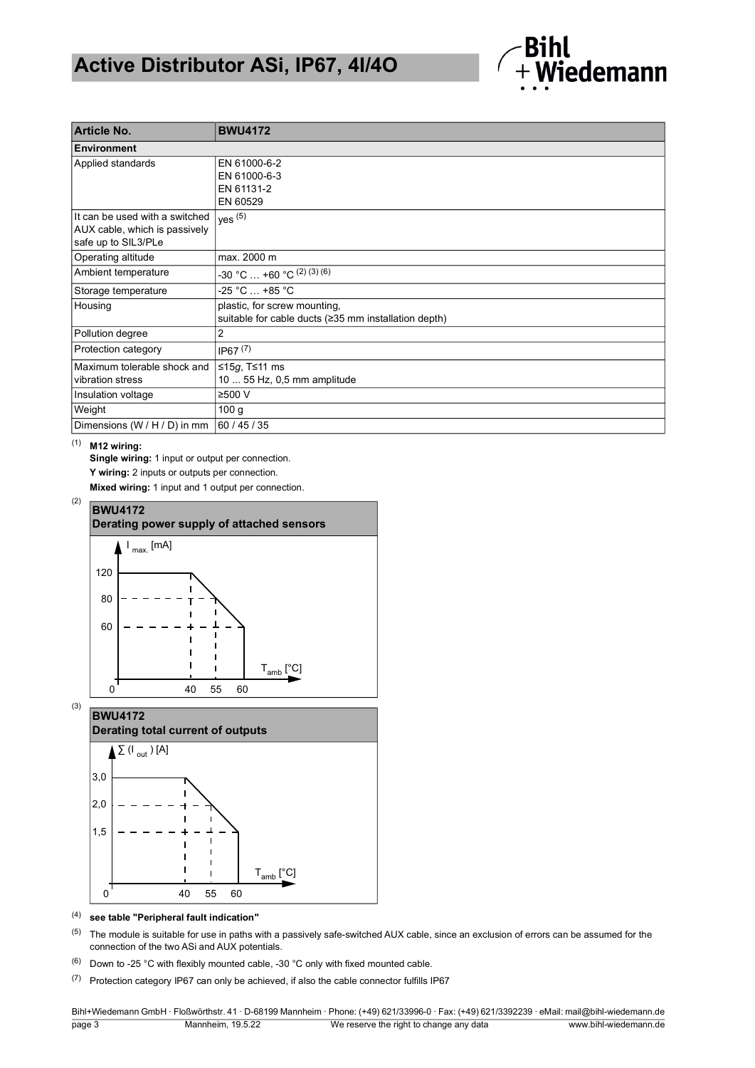# Active Distributor ASi, IP67, 4I/4O

| Article No. | BWU4172 |
|---|---|
| **Environment** | |
| Applied standards | EN 61000-6-2<br>EN 61000-6-3<br>EN 61131-2<br>EN 60529 |
| It can be used with a switched AUX cable, which is passively safe up to SIL3/PLe | yes [5] |
| Operating altitude | max. 2000 m |
| Ambient temperature | -30 °C … +60 °C [2] [3] [6] |
| Storage temperature | -25 °C … +85 °C |
| Housing | plastic, for screw mounting,<br>suitable for cable ducts (≥35 mm installation depth) |
| Pollution degree | 2 |
| Protection category | IP67 [7] |
| Maximum tolerable shock and vibration stress | ≤15*g*, T≤11 ms<br>10 ... 55 Hz, 0,5 mm amplitude |
| Insulation voltage | ≥500 V |
| Weight | 100 g |
| Dimensions (W / H / D) in mm | 60 / 45 / 35 |

[1] **M12 wiring:**
**Single wiring:** 1 input or output per connection.
**Y wiring:** 2 inputs or outputs per connection.
**Mixed wiring:** 1 input and 1 output per connection.

[2] **BWU4172**
**Derating power supply of attached sensors**

$I_{max.}$ [mA]: 120 … 80 … 60; $T_{amb}$ [°C]: 0, 40, 55, 60

[3] **BWU4172**
**Derating total current of outputs**

$\sum (I_{out})$ [A]: 3,0 … 2,0 … 1,5; $T_{amb}$ [°C]: 0, 40, 55, 60

[4] **see table "Peripheral fault indication"**

[5] The module is suitable for use in paths with a passively safe-switched AUX cable, since an exclusion of errors can be assumed for the connection of the two ASi and AUX potentials.

[6] Down to -25 °C with flexibly mounted cable, -30 °C only with fixed mounted cable.

[7] Protection category IP67 can only be achieved, if also the cable connector fulfills IP67

Bihl+Wiedemann GmbH · Floßwörthstr. 41 · D-68199 Mannheim · Phone: (+49) 621/33996-0 · Fax: (+49) 621/3392239 · eMail: mail@bihl-wiedemann.de
Mannheim, 19.5.22 · We reserve the right to change any data · www.bihl-wiedemann.de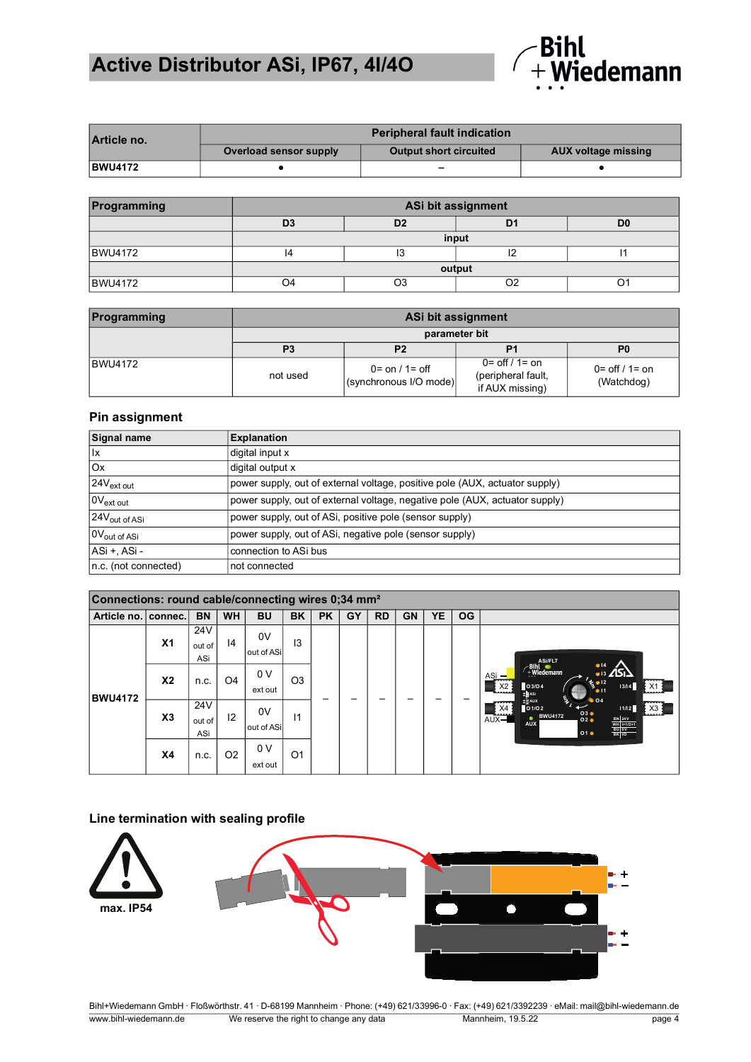# Active Distributor ASi, IP67, 4I/4O

| Article no. | Peripheral fault indication | | |
|---|---|---|---|
| | Overload sensor supply | Output short circuited | AUX voltage missing |
| **BWU4172** | • | – | • |

| Programming | ASi bit assignment | | | |
|---|---|---|---|---|
| | D3 | D2 | D1 | D0 |
| | input | | | |
| BWU4172 | I4 | I3 | I2 | I1 |
| | output | | | |
| BWU4172 | O4 | O3 | O2 | O1 |

| Programming | ASi bit assignment | | | |
|---|---|---|---|---|
| | parameter bit | | | |
| | P3 | P2 | P1 | P0 |
| BWU4172 | not used | 0= on / 1= off (synchronous I/O mode) | 0= off / 1= on (peripheral fault, if AUX missing) | 0= off / 1= on (Watchdog) |

## Pin assignment

| Signal name | Explanation |
|---|---|
| Ix | digital input x |
| Ox | digital output x |
| $24V_{ext\ out}$ | power supply, out of external voltage, positive pole (AUX, actuator supply) |
| $0V_{ext\ out}$ | power supply, out of external voltage, negative pole (AUX, actuator supply) |
| $24V_{out\ of\ ASi}$ | power supply, out of ASi, positive pole (sensor supply) |
| $0V_{out\ of\ ASi}$ | power supply, out of ASi, negative pole (sensor supply) |
| ASi +, ASi - | connection to ASi bus |
| n.c. (not connected) | not connected |

| Connections: round cable/connecting wires 0;34 mm² | | | | | | | | | | | | |
|---|---|---|---|---|---|---|---|---|---|---|---|---|
| Article no. | connec. | BN | WH | BU | BK | PK | GY | RD | GN | YE | OG | |
| **BWU4172** | **X1** | 24V out of ASi | I4 | 0V out of ASi | I3 | – | – | – | – | – | – | |
| | **X2** | n.c. | O4 | 0 V ext out | O3 | | | | | | | |
| | **X3** | 24V out of ASi | I2 | 0V out of ASi | I1 | | | | | | | |
| | **X4** | n.c. | O2 | 0 V ext out | O1 | | | | | | | |

## Line termination with sealing profile

max. IP54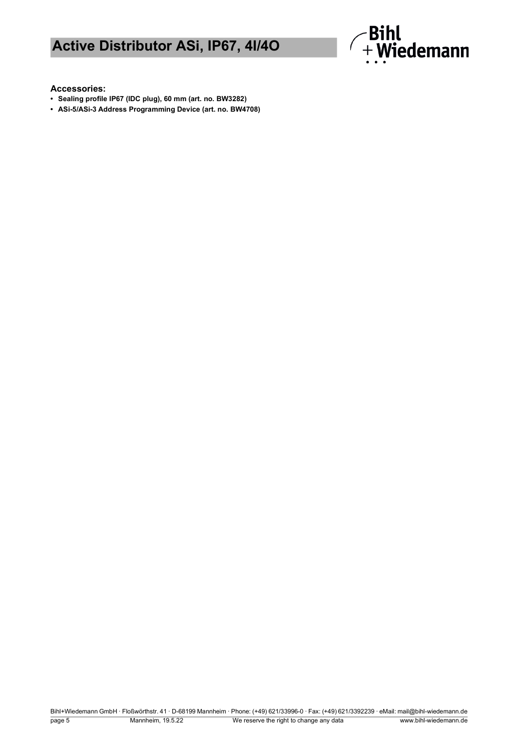### Accessories:

- **Sealing profile IP67 (IDC plug), 60 mm (art. no. BW3282)**
- **ASi-5/ASi-3 Address Programming Device (art. no. BW4708)**